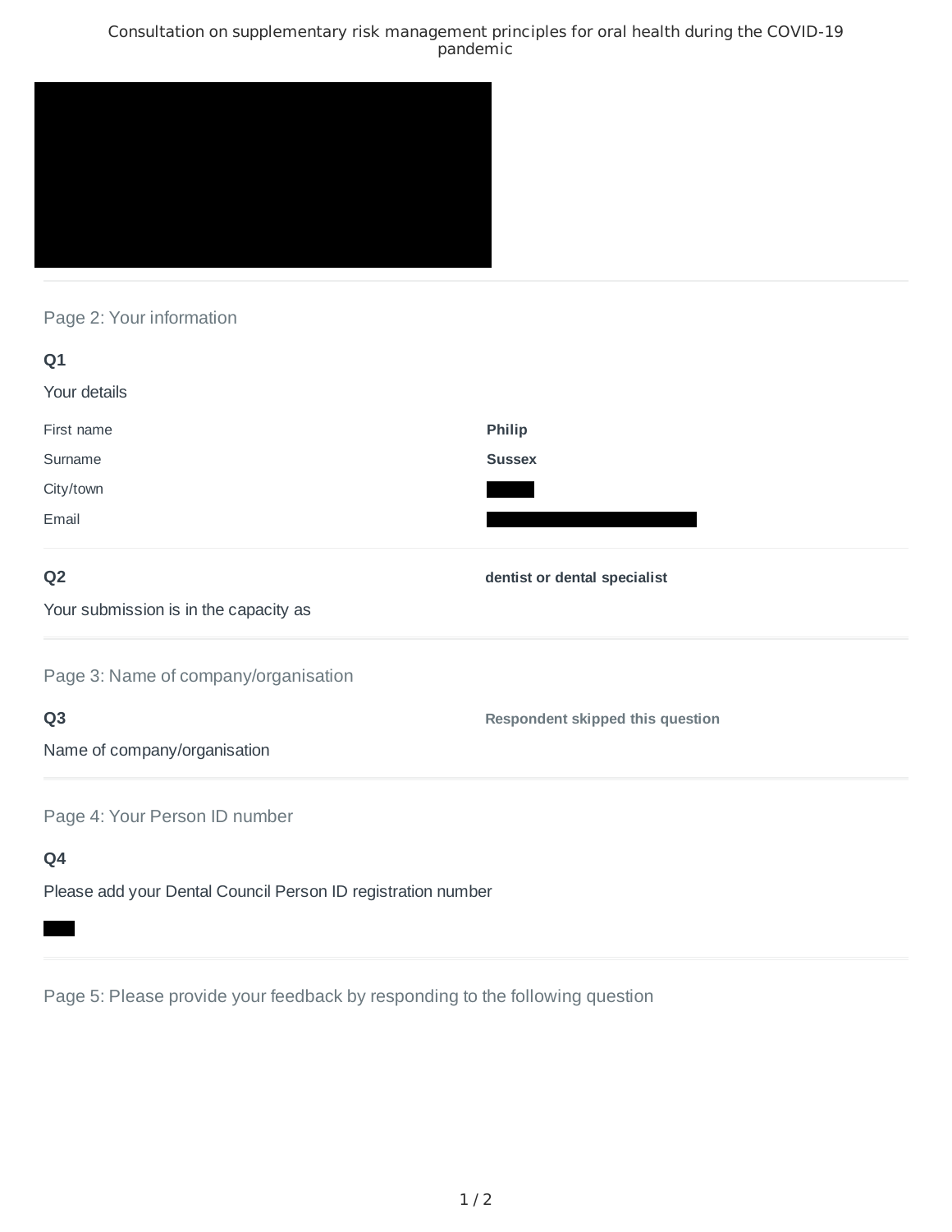Consultation on supplementary risk management principles for oral health during the COVID-19 pandemic

## Page 2: Your information

**Q1**

Your details

| | |
|---|---|
| First name | **Philip** |
| Surname | **Sussex** |
| City/town | |
| Email | |

**Q2**

Your submission is in the capacity as

**dentist or dental specialist**

## Page 3: Name of company/organisation

**Q3**

Name of company/organisation

**Respondent skipped this question**

## Page 4: Your Person ID number

**Q4**

Please add your Dental Council Person ID registration number

## Page 5: Please provide your feedback by responding to the following question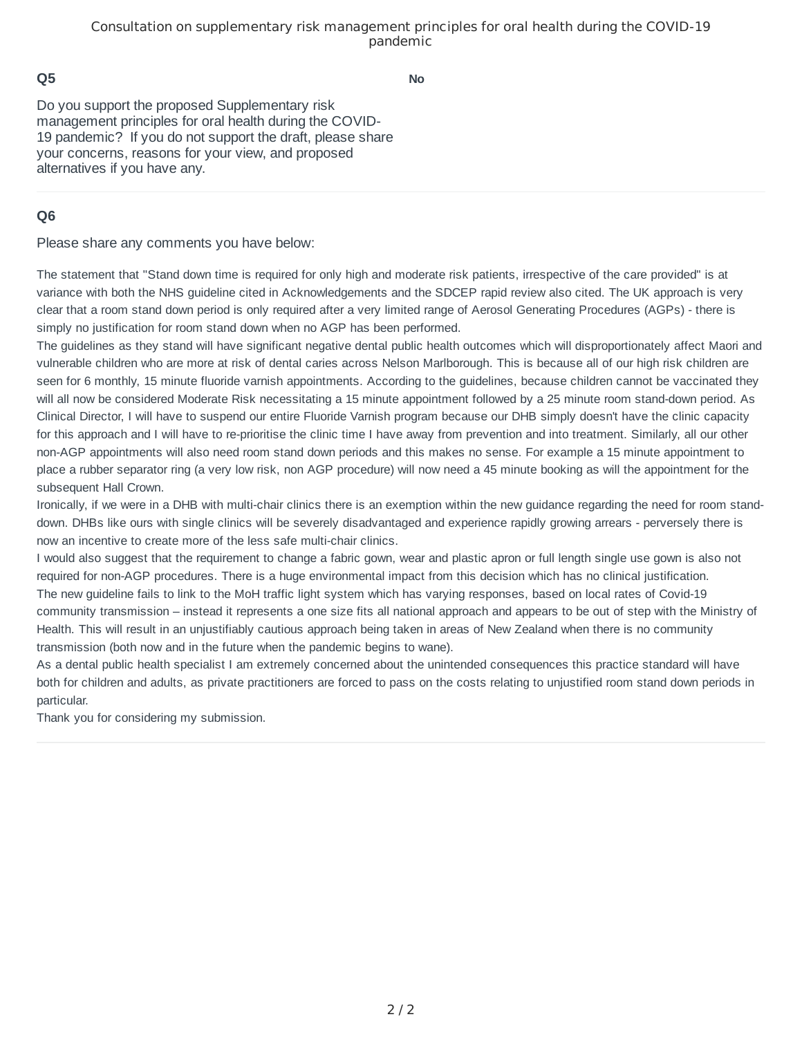### Q5

Do you support the proposed Supplementary risk management principles for oral health during the COVID-19 pandemic? If you do not support the draft, please share your concerns, reasons for your view, and proposed alternatives if you have any.

**No**

---

### Q6

Please share any comments you have below:

The statement that "Stand down time is required for only high and moderate risk patients, irrespective of the care provided" is at variance with both the NHS guideline cited in Acknowledgements and the SDCEP rapid review also cited. The UK approach is very clear that a room stand down period is only required after a very limited range of Aerosol Generating Procedures (AGPs) - there is simply no justification for room stand down when no AGP has been performed.
The guidelines as they stand will have significant negative dental public health outcomes which will disproportionately affect Maori and vulnerable children who are more at risk of dental caries across Nelson Marlborough. This is because all of our high risk children are seen for 6 monthly, 15 minute fluoride varnish appointments. According to the guidelines, because children cannot be vaccinated they will all now be considered Moderate Risk necessitating a 15 minute appointment followed by a 25 minute room stand-down period. As Clinical Director, I will have to suspend our entire Fluoride Varnish program because our DHB simply doesn't have the clinic capacity for this approach and I will have to re-prioritise the clinic time I have away from prevention and into treatment. Similarly, all our other non-AGP appointments will also need room stand down periods and this makes no sense. For example a 15 minute appointment to place a rubber separator ring (a very low risk, non AGP procedure) will now need a 45 minute booking as will the appointment for the subsequent Hall Crown.
Ironically, if we were in a DHB with multi-chair clinics there is an exemption within the new guidance regarding the need for room stand-down. DHBs like ours with single clinics will be severely disadvantaged and experience rapidly growing arrears - perversely there is now an incentive to create more of the less safe multi-chair clinics.
I would also suggest that the requirement to change a fabric gown, wear and plastic apron or full length single use gown is also not required for non-AGP procedures. There is a huge environmental impact from this decision which has no clinical justification.
The new guideline fails to link to the MoH traffic light system which has varying responses, based on local rates of Covid-19 community transmission – instead it represents a one size fits all national approach and appears to be out of step with the Ministry of Health. This will result in an unjustifiably cautious approach being taken in areas of New Zealand when there is no community transmission (both now and in the future when the pandemic begins to wane).
As a dental public health specialist I am extremely concerned about the unintended consequences this practice standard will have both for children and adults, as private practitioners are forced to pass on the costs relating to unjustified room stand down periods in particular.
Thank you for considering my submission.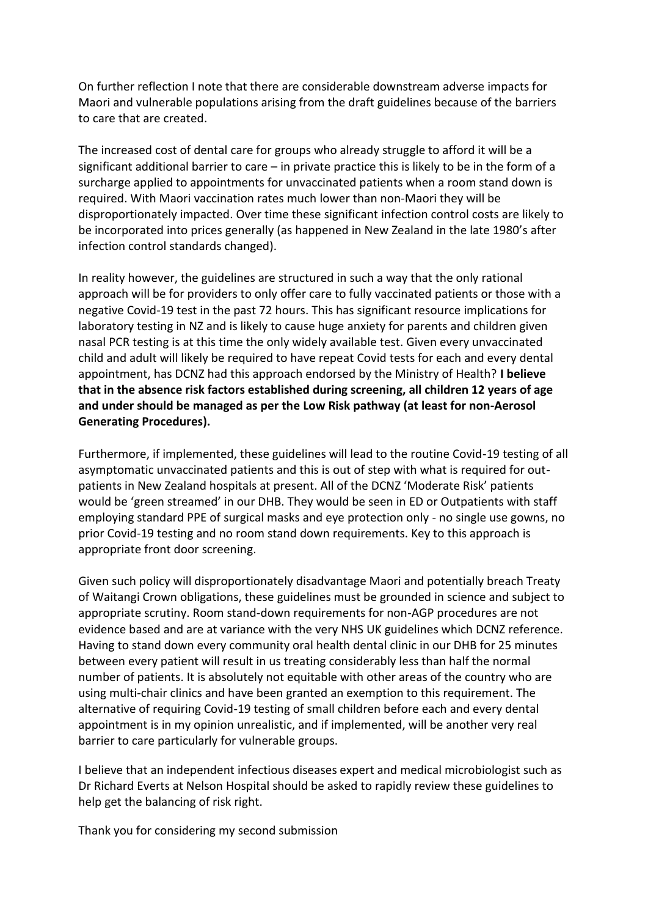On further reflection I note that there are considerable downstream adverse impacts for Maori and vulnerable populations arising from the draft guidelines because of the barriers to care that are created.

The increased cost of dental care for groups who already struggle to afford it will be a significant additional barrier to care – in private practice this is likely to be in the form of a surcharge applied to appointments for unvaccinated patients when a room stand down is required. With Maori vaccination rates much lower than non-Maori they will be disproportionately impacted. Over time these significant infection control costs are likely to be incorporated into prices generally (as happened in New Zealand in the late 1980's after infection control standards changed).

In reality however, the guidelines are structured in such a way that the only rational approach will be for providers to only offer care to fully vaccinated patients or those with a negative Covid-19 test in the past 72 hours. This has significant resource implications for laboratory testing in NZ and is likely to cause huge anxiety for parents and children given nasal PCR testing is at this time the only widely available test. Given every unvaccinated child and adult will likely be required to have repeat Covid tests for each and every dental appointment, has DCNZ had this approach endorsed by the Ministry of Health? **I believe that in the absence risk factors established during screening, all children 12 years of age and under should be managed as per the Low Risk pathway (at least for non-Aerosol Generating Procedures).**

Furthermore, if implemented, these guidelines will lead to the routine Covid-19 testing of all asymptomatic unvaccinated patients and this is out of step with what is required for out-patients in New Zealand hospitals at present. All of the DCNZ 'Moderate Risk' patients would be 'green streamed' in our DHB. They would be seen in ED or Outpatients with staff employing standard PPE of surgical masks and eye protection only - no single use gowns, no prior Covid-19 testing and no room stand down requirements. Key to this approach is appropriate front door screening.

Given such policy will disproportionately disadvantage Maori and potentially breach Treaty of Waitangi Crown obligations, these guidelines must be grounded in science and subject to appropriate scrutiny. Room stand-down requirements for non-AGP procedures are not evidence based and are at variance with the very NHS UK guidelines which DCNZ reference. Having to stand down every community oral health dental clinic in our DHB for 25 minutes between every patient will result in us treating considerably less than half the normal number of patients. It is absolutely not equitable with other areas of the country who are using multi-chair clinics and have been granted an exemption to this requirement. The alternative of requiring Covid-19 testing of small children before each and every dental appointment is in my opinion unrealistic, and if implemented, will be another very real barrier to care particularly for vulnerable groups.

I believe that an independent infectious diseases expert and medical microbiologist such as Dr Richard Everts at Nelson Hospital should be asked to rapidly review these guidelines to help get the balancing of risk right.

Thank you for considering my second submission